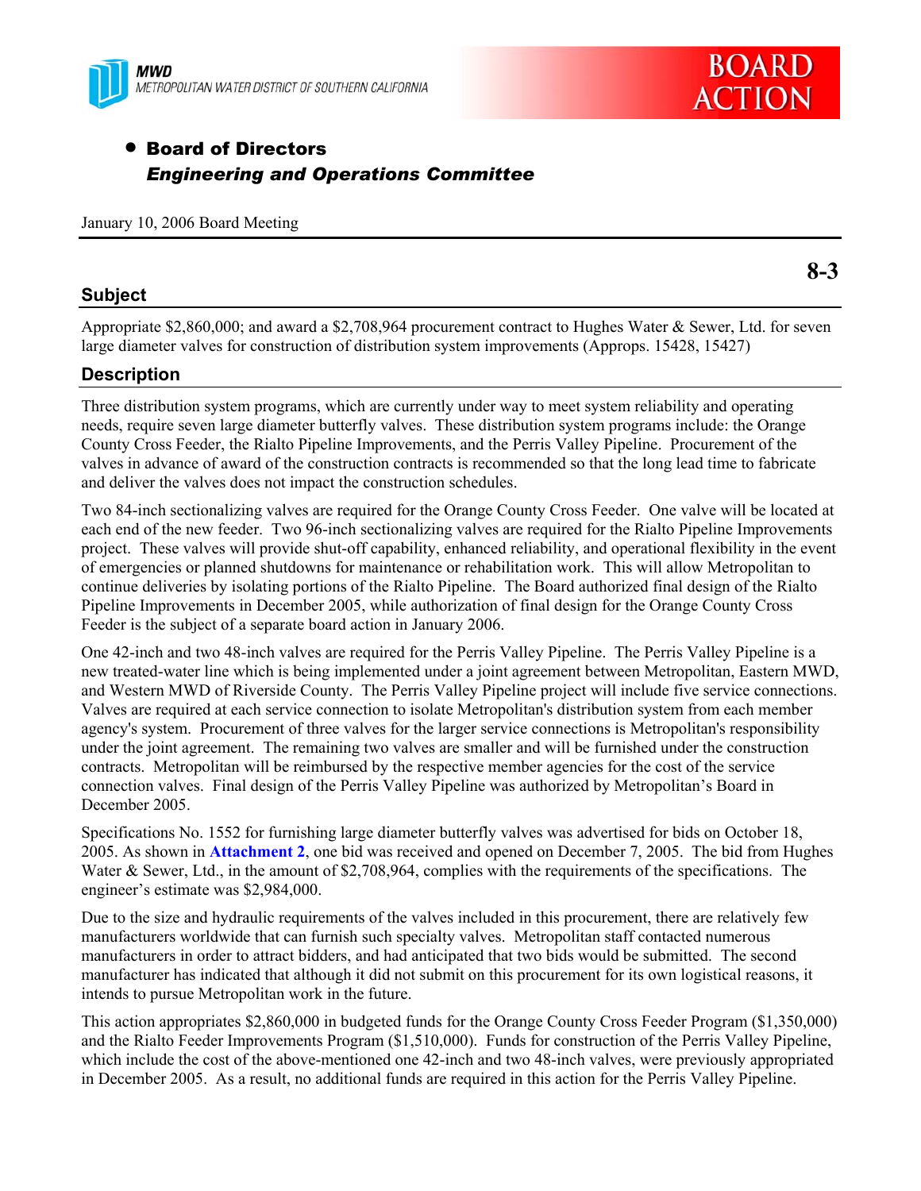MWD
METROPOLITAN WATER DISTRICT OF SOUTHERN CALIFORNIA

BOARD ACTION

- **Board of Directors**
  ***Engineering and Operations Committee***

January 10, 2006 Board Meeting

**8-3**

## Subject

Appropriate $2,860,000; and award a $2,708,964 procurement contract to Hughes Water & Sewer, Ltd. for seven large diameter valves for construction of distribution system improvements (Approps. 15428, 15427)

## Description

Three distribution system programs, which are currently under way to meet system reliability and operating needs, require seven large diameter butterfly valves. These distribution system programs include: the Orange County Cross Feeder, the Rialto Pipeline Improvements, and the Perris Valley Pipeline. Procurement of the valves in advance of award of the construction contracts is recommended so that the long lead time to fabricate and deliver the valves does not impact the construction schedules.

Two 84-inch sectionalizing valves are required for the Orange County Cross Feeder. One valve will be located at each end of the new feeder. Two 96-inch sectionalizing valves are required for the Rialto Pipeline Improvements project. These valves will provide shut-off capability, enhanced reliability, and operational flexibility in the event of emergencies or planned shutdowns for maintenance or rehabilitation work. This will allow Metropolitan to continue deliveries by isolating portions of the Rialto Pipeline. The Board authorized final design of the Rialto Pipeline Improvements in December 2005, while authorization of final design for the Orange County Cross Feeder is the subject of a separate board action in January 2006.

One 42-inch and two 48-inch valves are required for the Perris Valley Pipeline. The Perris Valley Pipeline is a new treated-water line which is being implemented under a joint agreement between Metropolitan, Eastern MWD, and Western MWD of Riverside County. The Perris Valley Pipeline project will include five service connections. Valves are required at each service connection to isolate Metropolitan's distribution system from each member agency's system. Procurement of three valves for the larger service connections is Metropolitan's responsibility under the joint agreement. The remaining two valves are smaller and will be furnished under the construction contracts. Metropolitan will be reimbursed by the respective member agencies for the cost of the service connection valves. Final design of the Perris Valley Pipeline was authorized by Metropolitan's Board in December 2005.

Specifications No. 1552 for furnishing large diameter butterfly valves was advertised for bids on October 18, 2005. As shown in **Attachment 2**, one bid was received and opened on December 7, 2005. The bid from Hughes Water & Sewer, Ltd., in the amount of $2,708,964, complies with the requirements of the specifications. The engineer's estimate was $2,984,000.

Due to the size and hydraulic requirements of the valves included in this procurement, there are relatively few manufacturers worldwide that can furnish such specialty valves. Metropolitan staff contacted numerous manufacturers in order to attract bidders, and had anticipated that two bids would be submitted. The second manufacturer has indicated that although it did not submit on this procurement for its own logistical reasons, it intends to pursue Metropolitan work in the future.

This action appropriates $2,860,000 in budgeted funds for the Orange County Cross Feeder Program ($1,350,000) and the Rialto Feeder Improvements Program ($1,510,000). Funds for construction of the Perris Valley Pipeline, which include the cost of the above-mentioned one 42-inch and two 48-inch valves, were previously appropriated in December 2005. As a result, no additional funds are required in this action for the Perris Valley Pipeline.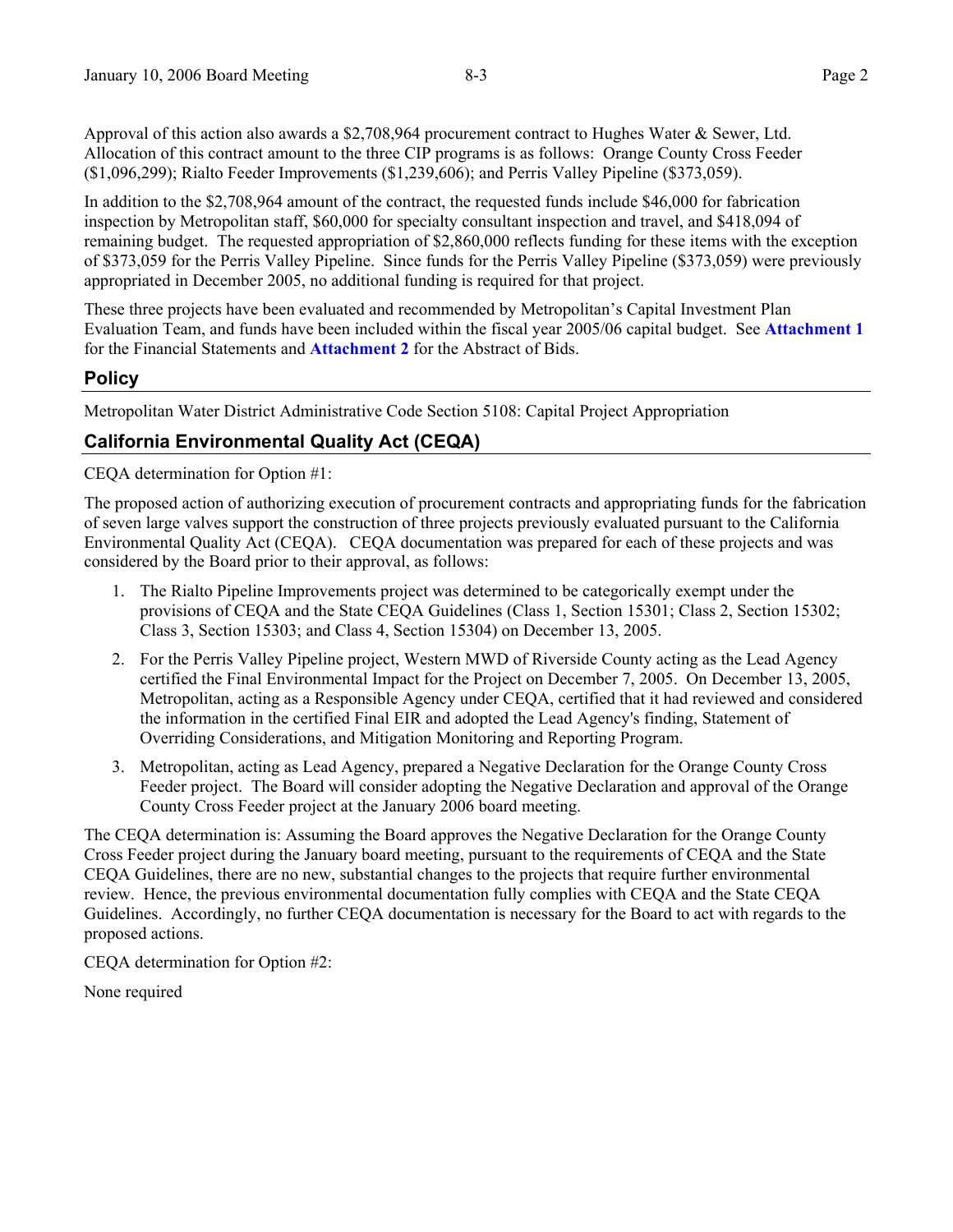Approval of this action also awards a $2,708,964 procurement contract to Hughes Water & Sewer, Ltd. Allocation of this contract amount to the three CIP programs is as follows: Orange County Cross Feeder ($1,096,299); Rialto Feeder Improvements ($1,239,606); and Perris Valley Pipeline ($373,059).

In addition to the $2,708,964 amount of the contract, the requested funds include $46,000 for fabrication inspection by Metropolitan staff, $60,000 for specialty consultant inspection and travel, and $418,094 of remaining budget. The requested appropriation of $2,860,000 reflects funding for these items with the exception of $373,059 for the Perris Valley Pipeline. Since funds for the Perris Valley Pipeline ($373,059) were previously appropriated in December 2005, no additional funding is required for that project.

These three projects have been evaluated and recommended by Metropolitan's Capital Investment Plan Evaluation Team, and funds have been included within the fiscal year 2005/06 capital budget. See **Attachment 1** for the Financial Statements and **Attachment 2** for the Abstract of Bids.

## Policy

Metropolitan Water District Administrative Code Section 5108: Capital Project Appropriation

## California Environmental Quality Act (CEQA)

CEQA determination for Option #1:

The proposed action of authorizing execution of procurement contracts and appropriating funds for the fabrication of seven large valves support the construction of three projects previously evaluated pursuant to the California Environmental Quality Act (CEQA). CEQA documentation was prepared for each of these projects and was considered by the Board prior to their approval, as follows:

1. The Rialto Pipeline Improvements project was determined to be categorically exempt under the provisions of CEQA and the State CEQA Guidelines (Class 1, Section 15301; Class 2, Section 15302; Class 3, Section 15303; and Class 4, Section 15304) on December 13, 2005.
2. For the Perris Valley Pipeline project, Western MWD of Riverside County acting as the Lead Agency certified the Final Environmental Impact for the Project on December 7, 2005. On December 13, 2005, Metropolitan, acting as a Responsible Agency under CEQA, certified that it had reviewed and considered the information in the certified Final EIR and adopted the Lead Agency's finding, Statement of Overriding Considerations, and Mitigation Monitoring and Reporting Program.
3. Metropolitan, acting as Lead Agency, prepared a Negative Declaration for the Orange County Cross Feeder project. The Board will consider adopting the Negative Declaration and approval of the Orange County Cross Feeder project at the January 2006 board meeting.

The CEQA determination is: Assuming the Board approves the Negative Declaration for the Orange County Cross Feeder project during the January board meeting, pursuant to the requirements of CEQA and the State CEQA Guidelines, there are no new, substantial changes to the projects that require further environmental review. Hence, the previous environmental documentation fully complies with CEQA and the State CEQA Guidelines. Accordingly, no further CEQA documentation is necessary for the Board to act with regards to the proposed actions.

CEQA determination for Option #2:

None required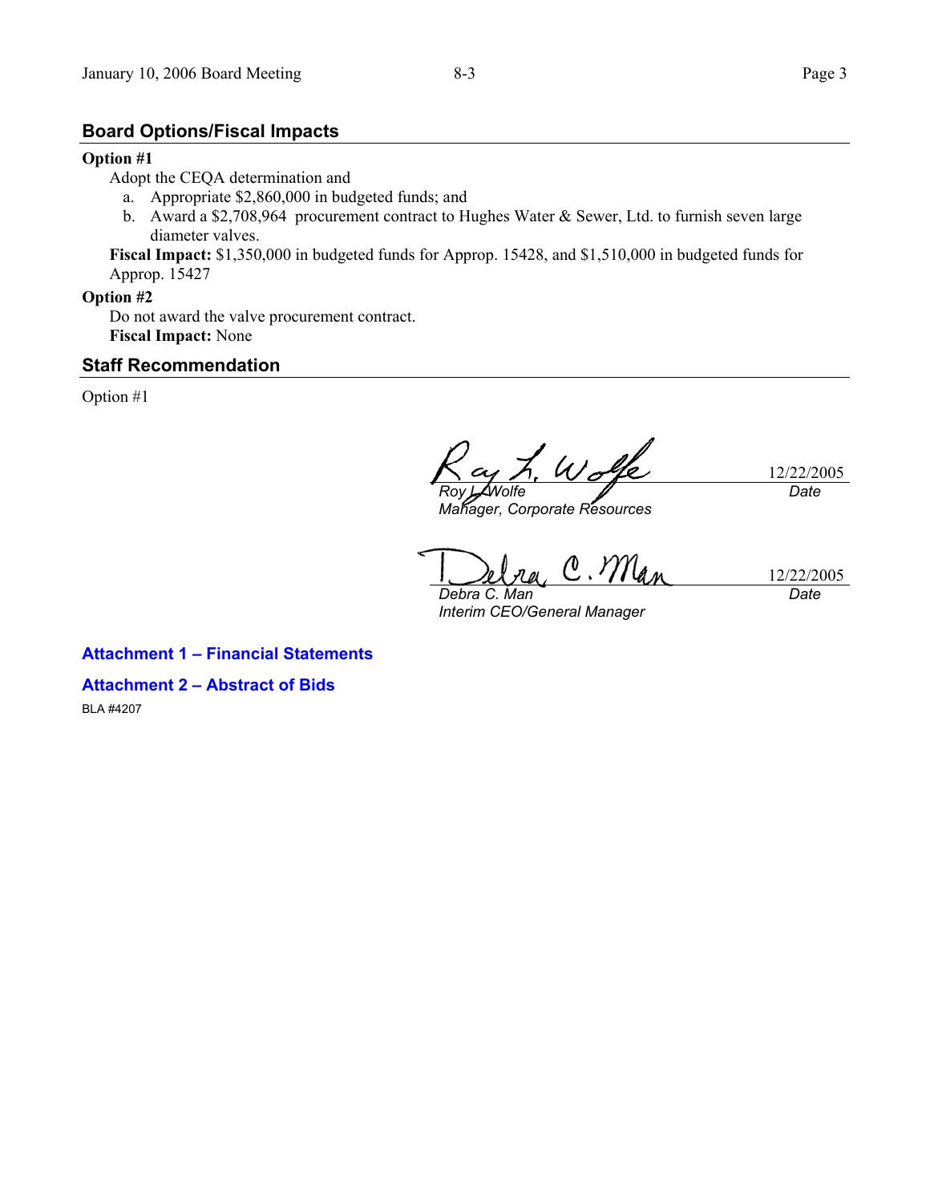## Board Options/Fiscal Impacts

**Option #1**

Adopt the CEQA determination and

a. Appropriate $2,860,000 in budgeted funds; and
b. Award a $2,708,964 procurement contract to Hughes Water & Sewer, Ltd. to furnish seven large diameter valves.

**Fiscal Impact:** $1,350,000 in budgeted funds for Approp. 15428, and $1,510,000 in budgeted funds for Approp. 15427

**Option #2**

Do not award the valve procurement contract.

**Fiscal Impact:** None

## Staff Recommendation

Option #1

| | |
|---|---|
| *Roy L. Wolfe*<br>*Manager, Corporate Resources* | 12/22/2005<br>*Date* |
| *Debra C. Man*<br>*Interim CEO/General Manager* | 12/22/2005<br>*Date* |

**Attachment 1 – Financial Statements**

**Attachment 2 – Abstract of Bids**

BLA #4207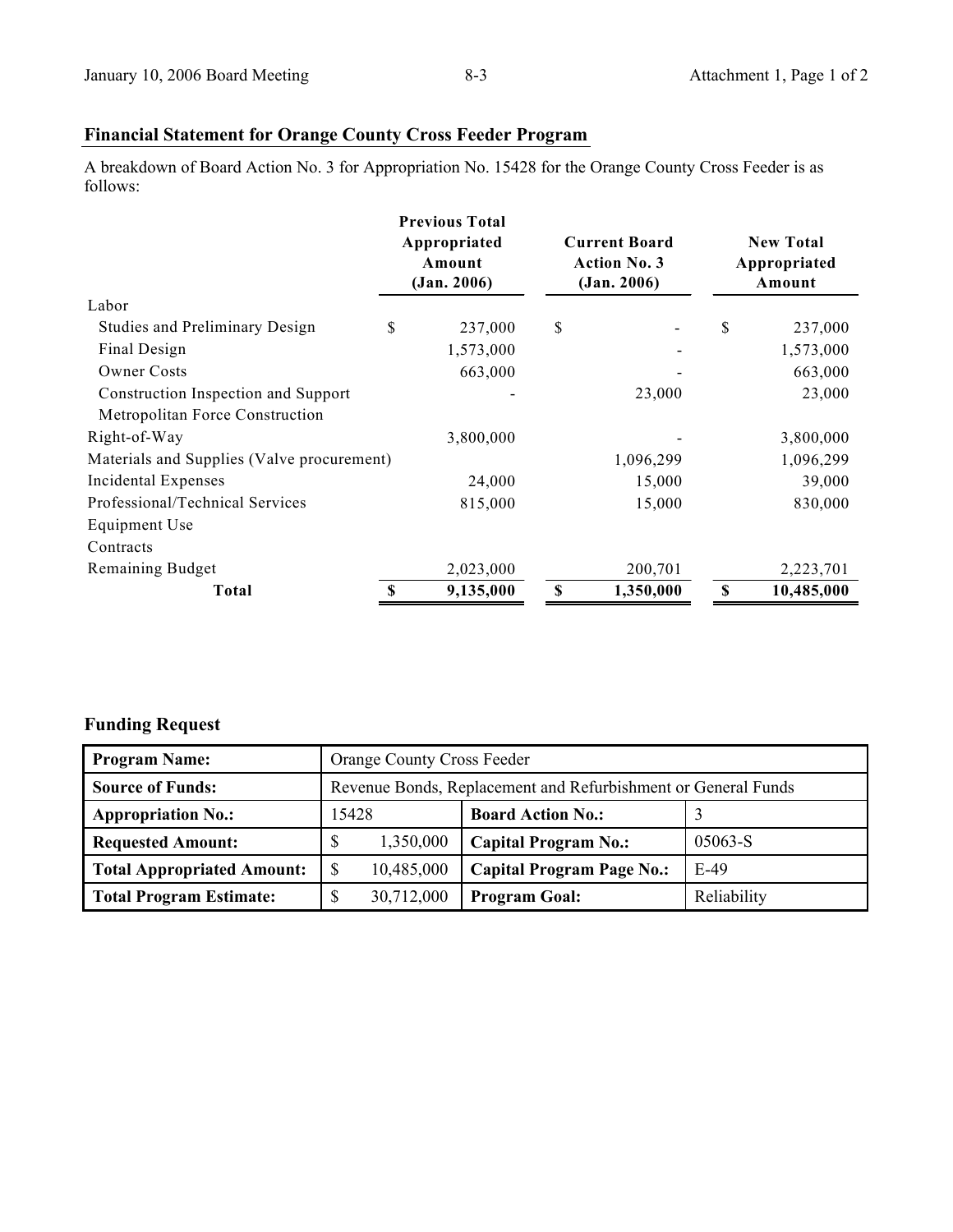## Financial Statement for Orange County Cross Feeder Program

A breakdown of Board Action No. 3 for Appropriation No. 15428 for the Orange County Cross Feeder is as follows:

| | Previous Total Appropriated Amount (Jan. 2006) | Current Board Action No. 3 (Jan. 2006) | New Total Appropriated Amount |
|---|---|---|---|
| Labor | | | |
| Studies and Preliminary Design | $ 237,000 | $ - | $ 237,000 |
| Final Design | 1,573,000 | - | 1,573,000 |
| Owner Costs | 663,000 | - | 663,000 |
| Construction Inspection and Support | - | 23,000 | 23,000 |
| Metropolitan Force Construction | | | |
| Right-of-Way | 3,800,000 | - | 3,800,000 |
| Materials and Supplies (Valve procurement) | | 1,096,299 | 1,096,299 |
| Incidental Expenses | 24,000 | 15,000 | 39,000 |
| Professional/Technical Services | 815,000 | 15,000 | 830,000 |
| Equipment Use | | | |
| Contracts | | | |
| Remaining Budget | 2,023,000 | 200,701 | 2,223,701 |
| **Total** | **$ 9,135,000** | **$ 1,350,000** | **$ 10,485,000** |

## Funding Request

| **Program Name:** | Orange County Cross Feeder | | |
|---|---|---|---|
| **Source of Funds:** | Revenue Bonds, Replacement and Refurbishment or General Funds | | |
| **Appropriation No.:** | 15428 | **Board Action No.:** | 3 |
| **Requested Amount:** | $ 1,350,000 | **Capital Program No.:** | 05063-S |
| **Total Appropriated Amount:** | $ 10,485,000 | **Capital Program Page No.:** | E-49 |
| **Total Program Estimate:** | $ 30,712,000 | **Program Goal:** | Reliability |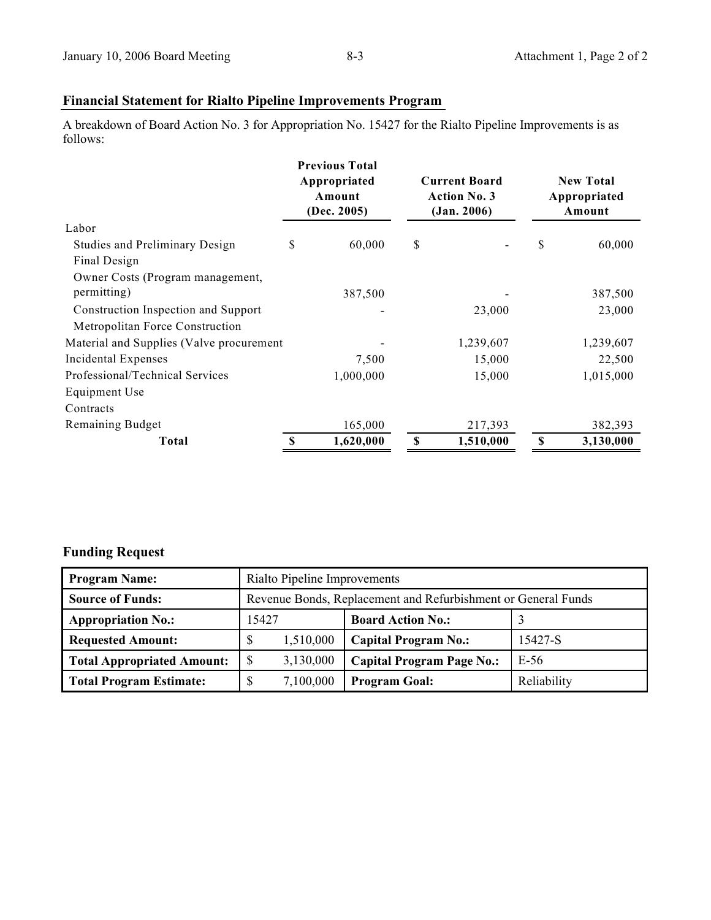## Financial Statement for Rialto Pipeline Improvements Program

A breakdown of Board Action No. 3 for Appropriation No. 15427 for the Rialto Pipeline Improvements is as follows:

| | Previous Total Appropriated Amount (Dec. 2005) | Current Board Action No. 3 (Jan. 2006) | New Total Appropriated Amount |
|---|---|---|---|
| Labor | | | |
| Studies and Preliminary Design | $ 60,000 | $ - | $ 60,000 |
| Final Design | | | |
| Owner Costs (Program management, permitting) | 387,500 | - | 387,500 |
| Construction Inspection and Support | - | 23,000 | 23,000 |
| Metropolitan Force Construction | | | |
| Material and Supplies (Valve procurement | - | 1,239,607 | 1,239,607 |
| Incidental Expenses | 7,500 | 15,000 | 22,500 |
| Professional/Technical Services | 1,000,000 | 15,000 | 1,015,000 |
| Equipment Use | | | |
| Contracts | | | |
| Remaining Budget | 165,000 | 217,393 | 382,393 |
| **Total** | **$ 1,620,000** | **$ 1,510,000** | **$ 3,130,000** |

## Funding Request

| | | | |
|---|---|---|---|
| **Program Name:** | Rialto Pipeline Improvements | | |
| **Source of Funds:** | Revenue Bonds, Replacement and Refurbishment or General Funds | | |
| **Appropriation No.:** | 15427 | **Board Action No.:** | 3 |
| **Requested Amount:** | $ 1,510,000 | **Capital Program No.:** | 15427-S |
| **Total Appropriated Amount:** | $ 3,130,000 | **Capital Program Page No.:** | E-56 |
| **Total Program Estimate:** | $ 7,100,000 | **Program Goal:** | Reliability |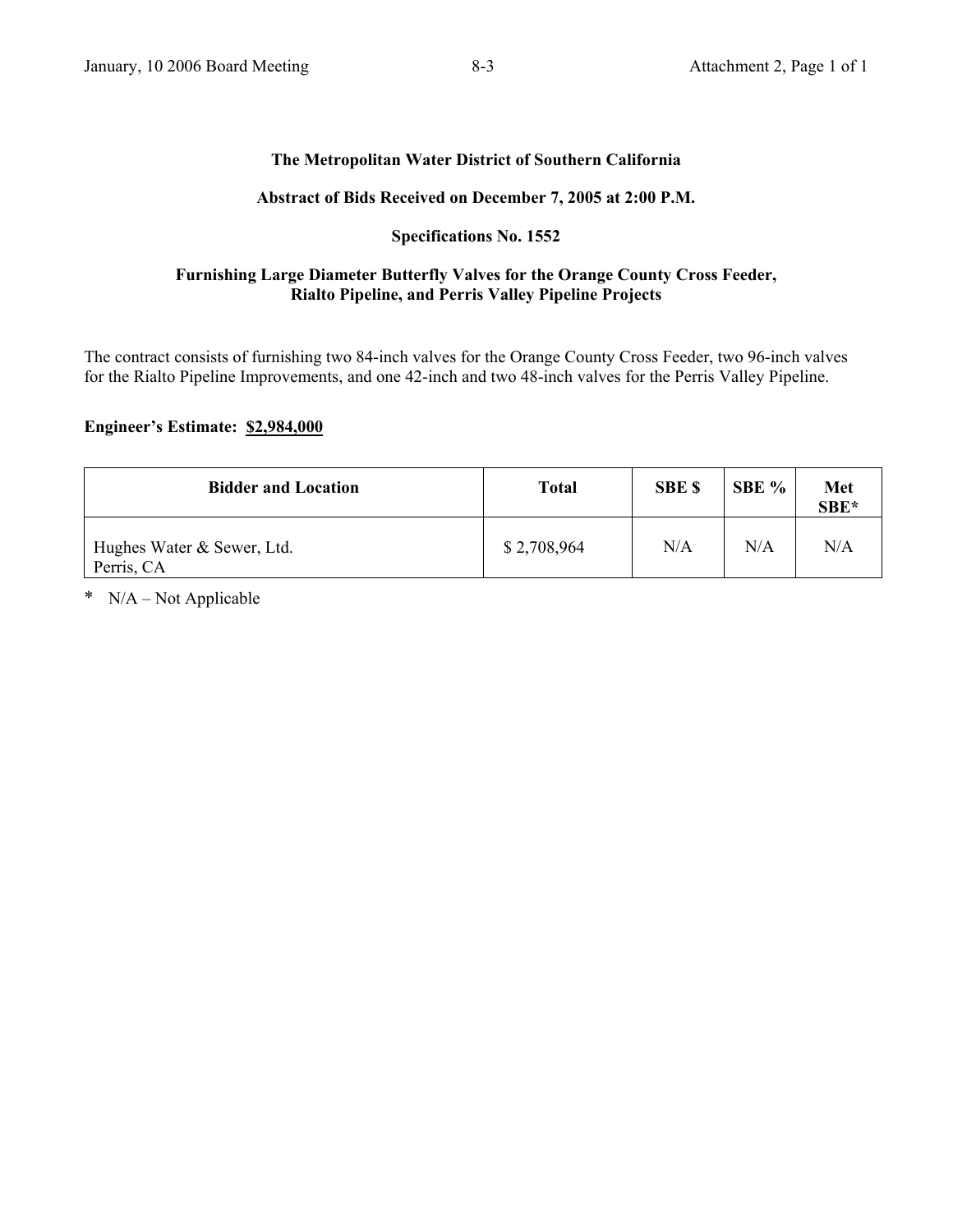**The Metropolitan Water District of Southern California**

**Abstract of Bids Received on December 7, 2005 at 2:00 P.M.**

**Specifications No. 1552**

**Furnishing Large Diameter Butterfly Valves for the Orange County Cross Feeder, Rialto Pipeline, and Perris Valley Pipeline Projects**

The contract consists of furnishing two 84-inch valves for the Orange County Cross Feeder, two 96-inch valves for the Rialto Pipeline Improvements, and one 42-inch and two 48-inch valves for the Perris Valley Pipeline.

**Engineer's Estimate: $2,984,000**

| Bidder and Location | Total | SBE $ | SBE % | Met SBE* |
|---|---|---|---|---|
| Hughes Water & Sewer, Ltd.<br>Perris, CA | $ 2,708,964 | N/A | N/A | N/A |

* N/A – Not Applicable